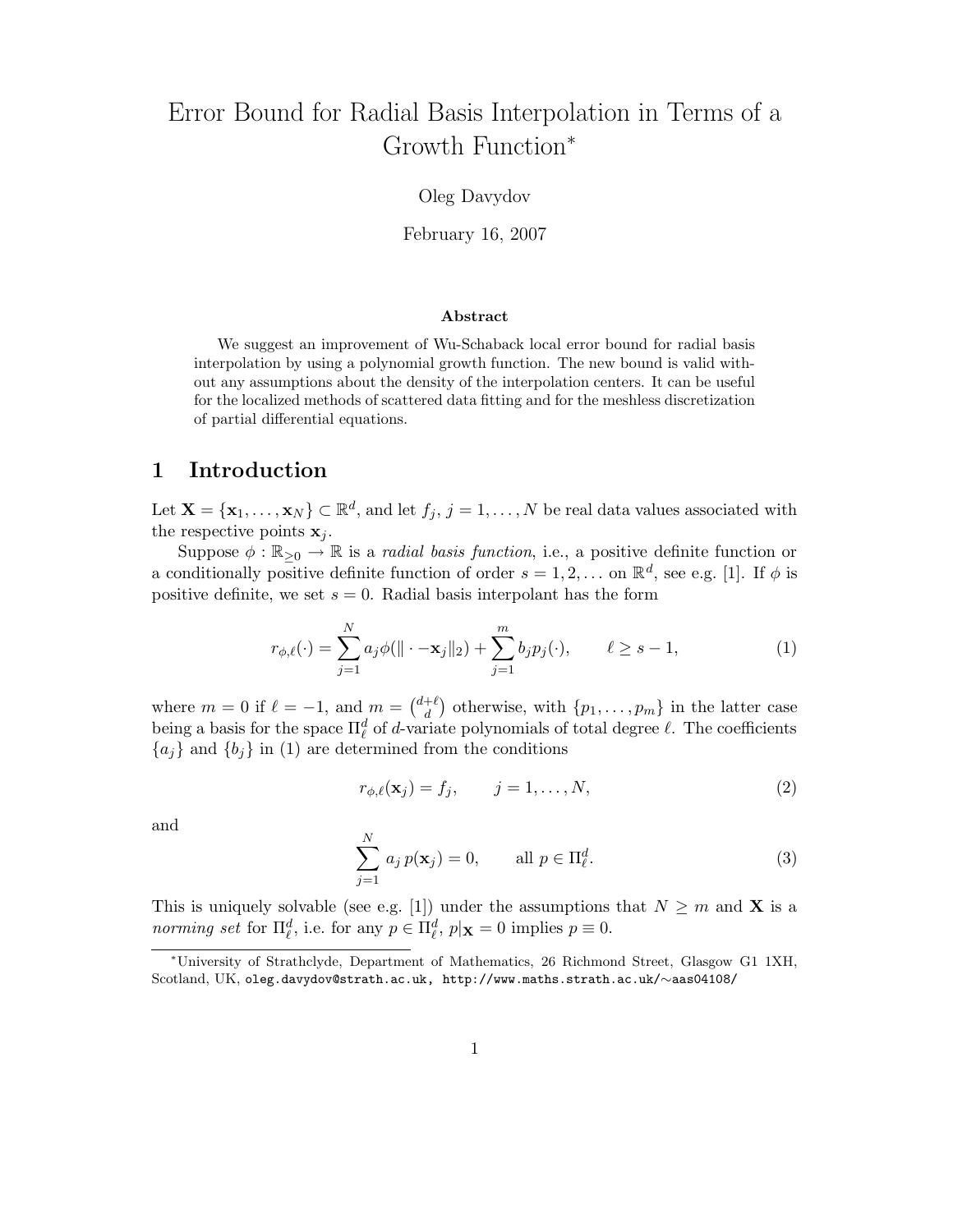# Error Bound for Radial Basis Interpolation in Terms of a Growth Function*

Oleg Davydov

February 16, 2007

### Abstract

We suggest an improvement of Wu-Schaback local error bound for radial basis interpolation by using a polynomial growth function. The new bound is valid without any assumptions about the density of the interpolation centers. It can be useful for the localized methods of scattered data fitting and for the meshless discretization of partial differential equations.

## 1 Introduction

Let $\mathbf{X} = \{\mathbf{x}_1, \ldots, \mathbf{x}_N\} \subset \mathbb{R}^d$, and let $f_j$, $j = 1, \ldots, N$ be real data values associated with the respective points $\mathbf{x}_j$.

Suppose $\phi : \mathbb{R}_{\geq 0} \to \mathbb{R}$ is a *radial basis function*, i.e., a positive definite function or a conditionally positive definite function of order $s = 1, 2, \ldots$ on $\mathbb{R}^d$, see e.g. [1]. If $\phi$ is positive definite, we set $s = 0$. Radial basis interpolant has the form

$$r_{\phi,\ell}(\cdot) = \sum_{j=1}^{N} a_j \phi(\|\cdot - \mathbf{x}_j\|_2) + \sum_{j=1}^{m} b_j p_j(\cdot), \qquad \ell \geq s - 1, \tag{1}$$

where $m = 0$ if $\ell = -1$, and $m = \binom{d+\ell}{d}$ otherwise, with $\{p_1, \ldots, p_m\}$ in the latter case being a basis for the space $\Pi_\ell^d$ of $d$-variate polynomials of total degree $\ell$. The coefficients $\{a_j\}$ and $\{b_j\}$ in (1) are determined from the conditions

$$r_{\phi,\ell}(\mathbf{x}_j) = f_j, \qquad j = 1, \ldots, N, \tag{2}$$

and

$$\sum_{j=1}^{N} a_j \, p(\mathbf{x}_j) = 0, \qquad \text{all } p \in \Pi_\ell^d. \tag{3}$$

This is uniquely solvable (see e.g. [1]) under the assumptions that $N \geq m$ and $\mathbf{X}$ is a *norming set* for $\Pi_\ell^d$, i.e. for any $p \in \Pi_\ell^d$, $p|_{\mathbf{X}} = 0$ implies $p \equiv 0$.

---

*University of Strathclyde, Department of Mathematics, 26 Richmond Street, Glasgow G1 1XH, Scotland, UK, oleg.davydov@strath.ac.uk, http://www.maths.strath.ac.uk/∼aas04108/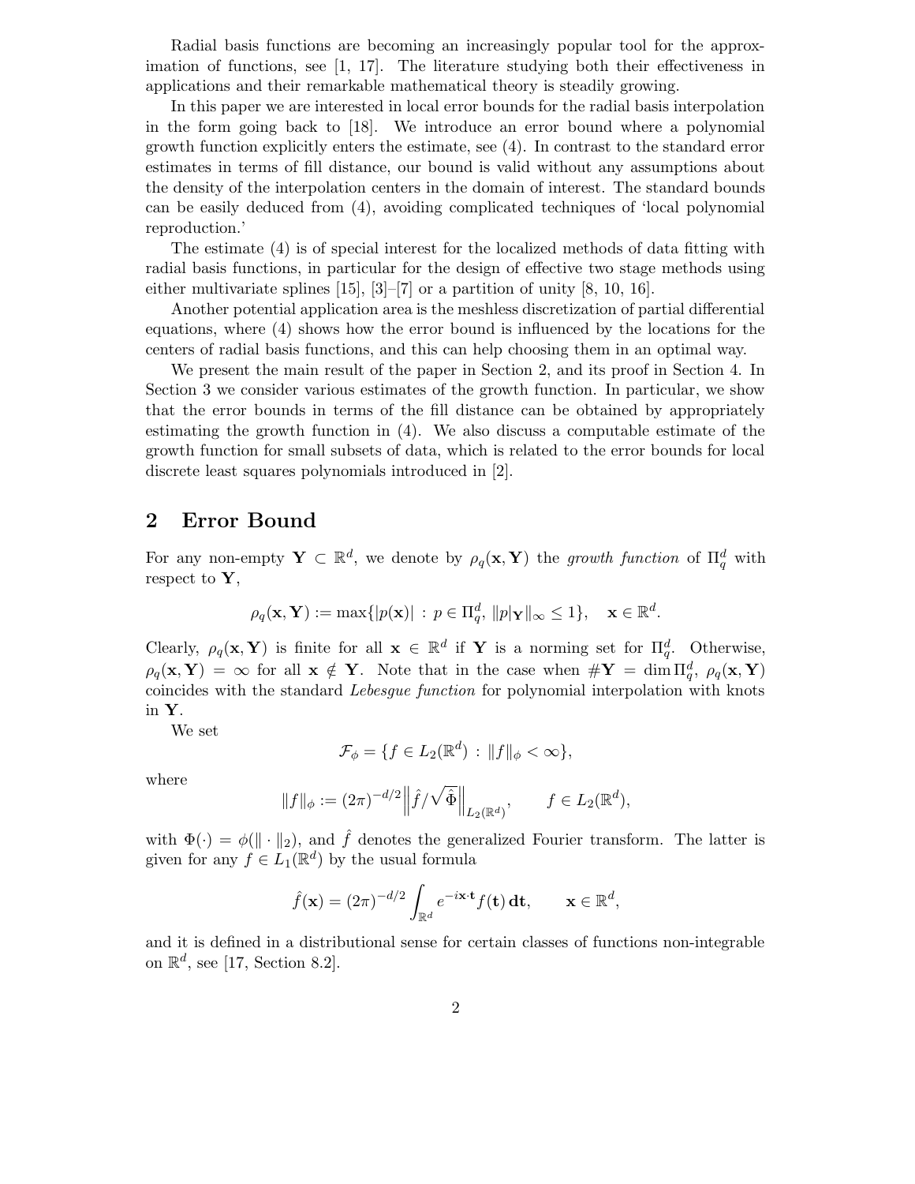Radial basis functions are becoming an increasingly popular tool for the approximation of functions, see [1, 17]. The literature studying both their effectiveness in applications and their remarkable mathematical theory is steadily growing.

In this paper we are interested in local error bounds for the radial basis interpolation in the form going back to [18]. We introduce an error bound where a polynomial growth function explicitly enters the estimate, see (4). In contrast to the standard error estimates in terms of fill distance, our bound is valid without any assumptions about the density of the interpolation centers in the domain of interest. The standard bounds can be easily deduced from (4), avoiding complicated techniques of 'local polynomial reproduction.'

The estimate (4) is of special interest for the localized methods of data fitting with radial basis functions, in particular for the design of effective two stage methods using either multivariate splines [15], [3]–[7] or a partition of unity [8, 10, 16].

Another potential application area is the meshless discretization of partial differential equations, where (4) shows how the error bound is influenced by the locations for the centers of radial basis functions, and this can help choosing them in an optimal way.

We present the main result of the paper in Section 2, and its proof in Section 4. In Section 3 we consider various estimates of the growth function. In particular, we show that the error bounds in terms of the fill distance can be obtained by appropriately estimating the growth function in (4). We also discuss a computable estimate of the growth function for small subsets of data, which is related to the error bounds for local discrete least squares polynomials introduced in [2].

## 2 Error Bound

For any non-empty $\mathbf{Y} \subset \mathbb{R}^d$, we denote by $\rho_q(\mathbf{x}, \mathbf{Y})$ the *growth function* of $\Pi_q^d$ with respect to $\mathbf{Y}$,

$$\rho_q(\mathbf{x}, \mathbf{Y}) := \max\{|p(\mathbf{x})| \,:\, p \in \Pi_q^d,\ \|p|_{\mathbf{Y}}\|_\infty \leq 1\}, \quad \mathbf{x} \in \mathbb{R}^d.$$

Clearly, $\rho_q(\mathbf{x}, \mathbf{Y})$ is finite for all $\mathbf{x} \in \mathbb{R}^d$ if $\mathbf{Y}$ is a norming set for $\Pi_q^d$. Otherwise, $\rho_q(\mathbf{x}, \mathbf{Y}) = \infty$ for all $\mathbf{x} \notin \mathbf{Y}$. Note that in the case when $\#\mathbf{Y} = \dim \Pi_q^d$, $\rho_q(\mathbf{x}, \mathbf{Y})$ coincides with the standard *Lebesgue function* for polynomial interpolation with knots in $\mathbf{Y}$.

We set

$$\mathcal{F}_\phi = \{f \in L_2(\mathbb{R}^d) \,:\, \|f\|_\phi < \infty\},$$

where

$$\|f\|_\phi := (2\pi)^{-d/2} \left\| \hat{f} / \sqrt{\hat{\Phi}} \right\|_{L_2(\mathbb{R}^d)}, \qquad f \in L_2(\mathbb{R}^d),$$

with $\Phi(\cdot) = \phi(\|\cdot\|_2)$, and $\hat{f}$ denotes the generalized Fourier transform. The latter is given for any $f \in L_1(\mathbb{R}^d)$ by the usual formula

$$\hat{f}(\mathbf{x}) = (2\pi)^{-d/2} \int_{\mathbb{R}^d} e^{-i\mathbf{x}\cdot\mathbf{t}} f(\mathbf{t})\, \mathbf{dt}, \qquad \mathbf{x} \in \mathbb{R}^d,$$

and it is defined in a distributional sense for certain classes of functions non-integrable on $\mathbb{R}^d$, see [17, Section 8.2].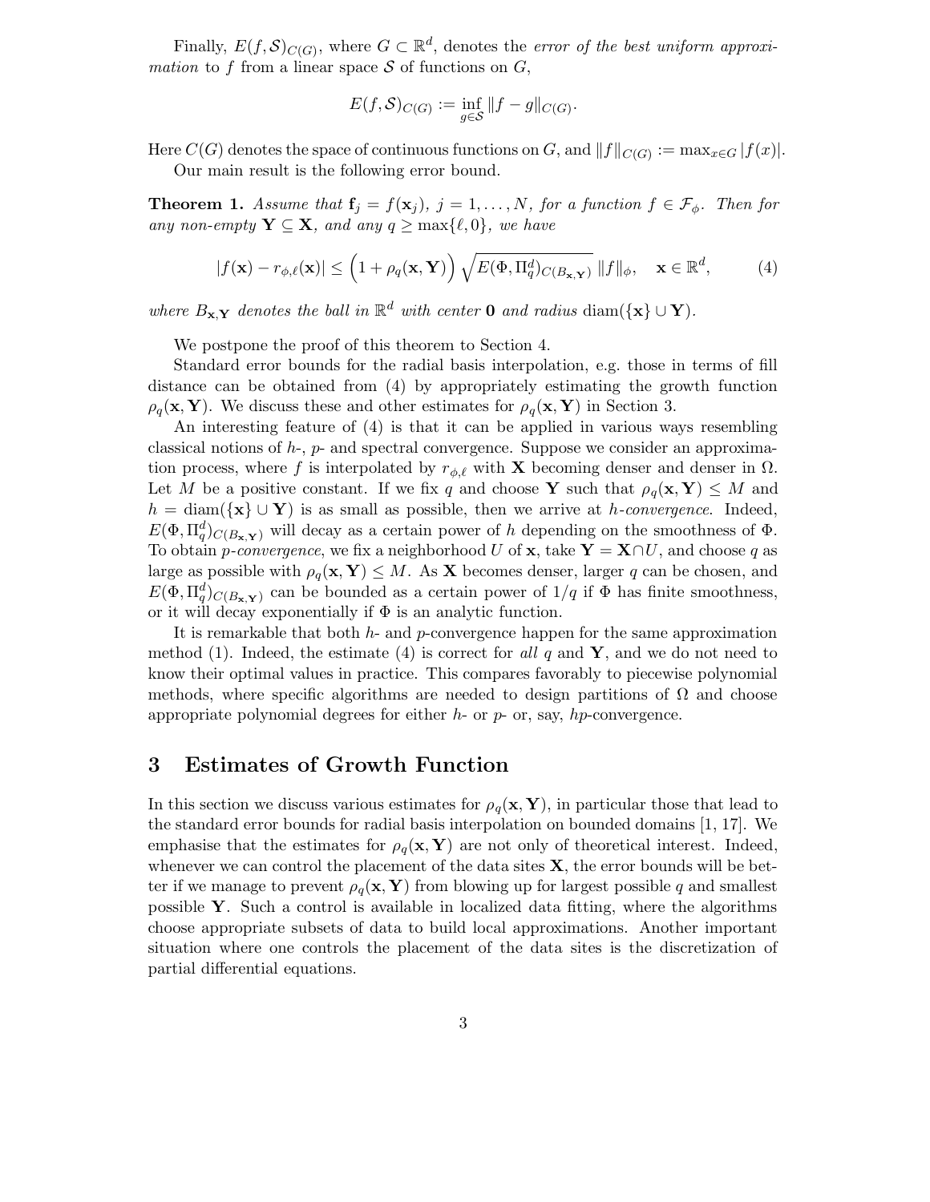Finally, $E(f, \mathcal{S})_{C(G)}$, where $G \subset \mathbb{R}^d$, denotes the *error of the best uniform approximation* to $f$ from a linear space $\mathcal{S}$ of functions on $G$,

$$E(f, \mathcal{S})_{C(G)} := \inf_{g \in \mathcal{S}} \|f - g\|_{C(G)}.$$

Here $C(G)$ denotes the space of continuous functions on $G$, and $\|f\|_{C(G)} := \max_{x \in G} |f(x)|$.

Our main result is the following error bound.

**Theorem 1.** *Assume that $\mathbf{f}_j = f(\mathbf{x}_j)$, $j = 1, \ldots, N$, for a function $f \in \mathcal{F}_\phi$. Then for any non-empty $\mathbf{Y} \subseteq \mathbf{X}$, and any $q \geq \max\{\ell, 0\}$, we have*

$$|f(\mathbf{x}) - r_{\phi,\ell}(\mathbf{x})| \leq \Big(1 + \rho_q(\mathbf{x}, \mathbf{Y})\Big) \sqrt{E(\Phi, \Pi_q^d)_{C(B_{\mathbf{x},\mathbf{Y}})}} \, \|f\|_\phi, \quad \mathbf{x} \in \mathbb{R}^d, \tag{4}$$

*where $B_{\mathbf{x},\mathbf{Y}}$ denotes the ball in $\mathbb{R}^d$ with center $\mathbf{0}$ and radius $\operatorname{diam}(\{\mathbf{x}\} \cup \mathbf{Y})$.*

We postpone the proof of this theorem to Section 4.

Standard error bounds for the radial basis interpolation, e.g. those in terms of fill distance can be obtained from (4) by appropriately estimating the growth function $\rho_q(\mathbf{x}, \mathbf{Y})$. We discuss these and other estimates for $\rho_q(\mathbf{x}, \mathbf{Y})$ in Section 3.

An interesting feature of (4) is that it can be applied in various ways resembling classical notions of $h$-, $p$- and spectral convergence. Suppose we consider an approximation process, where $f$ is interpolated by $r_{\phi,\ell}$ with $\mathbf{X}$ becoming denser and denser in $\Omega$. Let $M$ be a positive constant. If we fix $q$ and choose $\mathbf{Y}$ such that $\rho_q(\mathbf{x}, \mathbf{Y}) \leq M$ and $h = \operatorname{diam}(\{\mathbf{x}\} \cup \mathbf{Y})$ is as small as possible, then we arrive at *$h$-convergence*. Indeed, $E(\Phi, \Pi_q^d)_{C(B_{\mathbf{x},\mathbf{Y}})}$ will decay as a certain power of $h$ depending on the smoothness of $\Phi$. To obtain *$p$-convergence*, we fix a neighborhood $U$ of $\mathbf{x}$, take $\mathbf{Y} = \mathbf{X} \cap U$, and choose $q$ as large as possible with $\rho_q(\mathbf{x}, \mathbf{Y}) \leq M$. As $\mathbf{X}$ becomes denser, larger $q$ can be chosen, and $E(\Phi, \Pi_q^d)_{C(B_{\mathbf{x},\mathbf{Y}})}$ can be bounded as a certain power of $1/q$ if $\Phi$ has finite smoothness, or it will decay exponentially if $\Phi$ is an analytic function.

It is remarkable that both $h$- and $p$-convergence happen for the same approximation method (1). Indeed, the estimate (4) is correct for *all* $q$ and $\mathbf{Y}$, and we do not need to know their optimal values in practice. This compares favorably to piecewise polynomial methods, where specific algorithms are needed to design partitions of $\Omega$ and choose appropriate polynomial degrees for either $h$- or $p$- or, say, $hp$-convergence.

## 3 Estimates of Growth Function

In this section we discuss various estimates for $\rho_q(\mathbf{x}, \mathbf{Y})$, in particular those that lead to the standard error bounds for radial basis interpolation on bounded domains [1, 17]. We emphasise that the estimates for $\rho_q(\mathbf{x}, \mathbf{Y})$ are not only of theoretical interest. Indeed, whenever we can control the placement of the data sites $\mathbf{X}$, the error bounds will be better if we manage to prevent $\rho_q(\mathbf{x}, \mathbf{Y})$ from blowing up for largest possible $q$ and smallest possible $\mathbf{Y}$. Such a control is available in localized data fitting, where the algorithms choose appropriate subsets of data to build local approximations. Another important situation where one controls the placement of the data sites is the discretization of partial differential equations.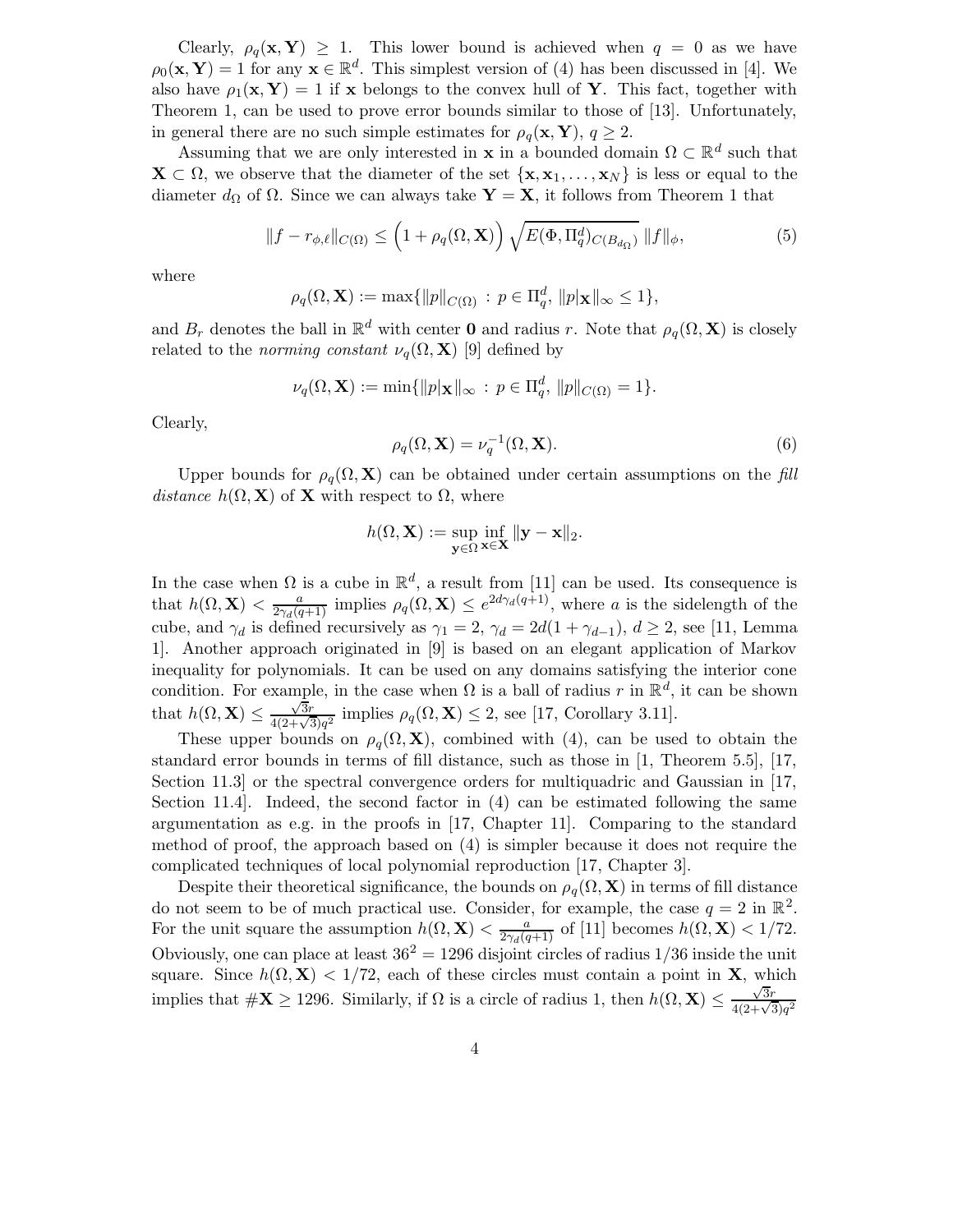Clearly, $\rho_q(\mathbf{x}, \mathbf{Y}) \geq 1$. This lower bound is achieved when $q = 0$ as we have $\rho_0(\mathbf{x}, \mathbf{Y}) = 1$ for any $\mathbf{x} \in \mathbb{R}^d$. This simplest version of (4) has been discussed in [4]. We also have $\rho_1(\mathbf{x}, \mathbf{Y}) = 1$ if $\mathbf{x}$ belongs to the convex hull of $\mathbf{Y}$. This fact, together with Theorem 1, can be used to prove error bounds similar to those of [13]. Unfortunately, in general there are no such simple estimates for $\rho_q(\mathbf{x}, \mathbf{Y})$, $q \geq 2$.

Assuming that we are only interested in $\mathbf{x}$ in a bounded domain $\Omega \subset \mathbb{R}^d$ such that $\mathbf{X} \subset \Omega$, we observe that the diameter of the set $\{\mathbf{x}, \mathbf{x}_1, \ldots, \mathbf{x}_N\}$ is less or equal to the diameter $d_\Omega$ of $\Omega$. Since we can always take $\mathbf{Y} = \mathbf{X}$, it follows from Theorem 1 that

$$\|f - r_{\phi,\ell}\|_{C(\Omega)} \leq \Big(1 + \rho_q(\Omega, \mathbf{X})\Big) \sqrt{E(\Phi, \Pi_q^d)_{C(B_{d_\Omega})}}\, \|f\|_\phi, \tag{5}$$

where

$$\rho_q(\Omega, \mathbf{X}) := \max\{\|p\|_{C(\Omega)} \,:\, p \in \Pi_q^d,\ \|p|_{\mathbf{X}}\|_\infty \leq 1\},$$

and $B_r$ denotes the ball in $\mathbb{R}^d$ with center $\mathbf{0}$ and radius $r$. Note that $\rho_q(\Omega, \mathbf{X})$ is closely related to the *norming constant* $\nu_q(\Omega, \mathbf{X})$ [9] defined by

$$\nu_q(\Omega, \mathbf{X}) := \min\{\|p|_{\mathbf{X}}\|_\infty \,:\, p \in \Pi_q^d,\ \|p\|_{C(\Omega)} = 1\}.$$

Clearly,

$$\rho_q(\Omega, \mathbf{X}) = \nu_q^{-1}(\Omega, \mathbf{X}). \tag{6}$$

Upper bounds for $\rho_q(\Omega, \mathbf{X})$ can be obtained under certain assumptions on the *fill distance* $h(\Omega, \mathbf{X})$ of $\mathbf{X}$ with respect to $\Omega$, where

$$h(\Omega, \mathbf{X}) := \sup_{\mathbf{y} \in \Omega} \inf_{\mathbf{x} \in \mathbf{X}} \|\mathbf{y} - \mathbf{x}\|_2.$$

In the case when $\Omega$ is a cube in $\mathbb{R}^d$, a result from [11] can be used. Its consequence is that $h(\Omega, \mathbf{X}) < \frac{a}{2\gamma_d(q+1)}$ implies $\rho_q(\Omega, \mathbf{X}) \leq e^{2d\gamma_d(q+1)}$, where $a$ is the sidelength of the cube, and $\gamma_d$ is defined recursively as $\gamma_1 = 2$, $\gamma_d = 2d(1 + \gamma_{d-1})$, $d \geq 2$, see [11, Lemma 1]. Another approach originated in [9] is based on an elegant application of Markov inequality for polynomials. It can be used on any domains satisfying the interior cone condition. For example, in the case when $\Omega$ is a ball of radius $r$ in $\mathbb{R}^d$, it can be shown that $h(\Omega, \mathbf{X}) \leq \frac{\sqrt{3}r}{4(2+\sqrt{3})q^2}$ implies $\rho_q(\Omega, \mathbf{X}) \leq 2$, see [17, Corollary 3.11].

These upper bounds on $\rho_q(\Omega, \mathbf{X})$, combined with (4), can be used to obtain the standard error bounds in terms of fill distance, such as those in [1, Theorem 5.5], [17, Section 11.3] or the spectral convergence orders for multiquadric and Gaussian in [17, Section 11.4]. Indeed, the second factor in (4) can be estimated following the same argumentation as e.g. in the proofs in [17, Chapter 11]. Comparing to the standard method of proof, the approach based on (4) is simpler because it does not require the complicated techniques of local polynomial reproduction [17, Chapter 3].

Despite their theoretical significance, the bounds on $\rho_q(\Omega, \mathbf{X})$ in terms of fill distance do not seem to be of much practical use. Consider, for example, the case $q = 2$ in $\mathbb{R}^2$. For the unit square the assumption $h(\Omega, \mathbf{X}) < \frac{a}{2\gamma_d(q+1)}$ of [11] becomes $h(\Omega, \mathbf{X}) < 1/72$. Obviously, one can place at least $36^2 = 1296$ disjoint circles of radius $1/36$ inside the unit square. Since $h(\Omega, \mathbf{X}) < 1/72$, each of these circles must contain a point in $\mathbf{X}$, which implies that $\#\mathbf{X} \geq 1296$. Similarly, if $\Omega$ is a circle of radius 1, then $h(\Omega, \mathbf{X}) \leq \frac{\sqrt{3}r}{4(2+\sqrt{3})q^2}$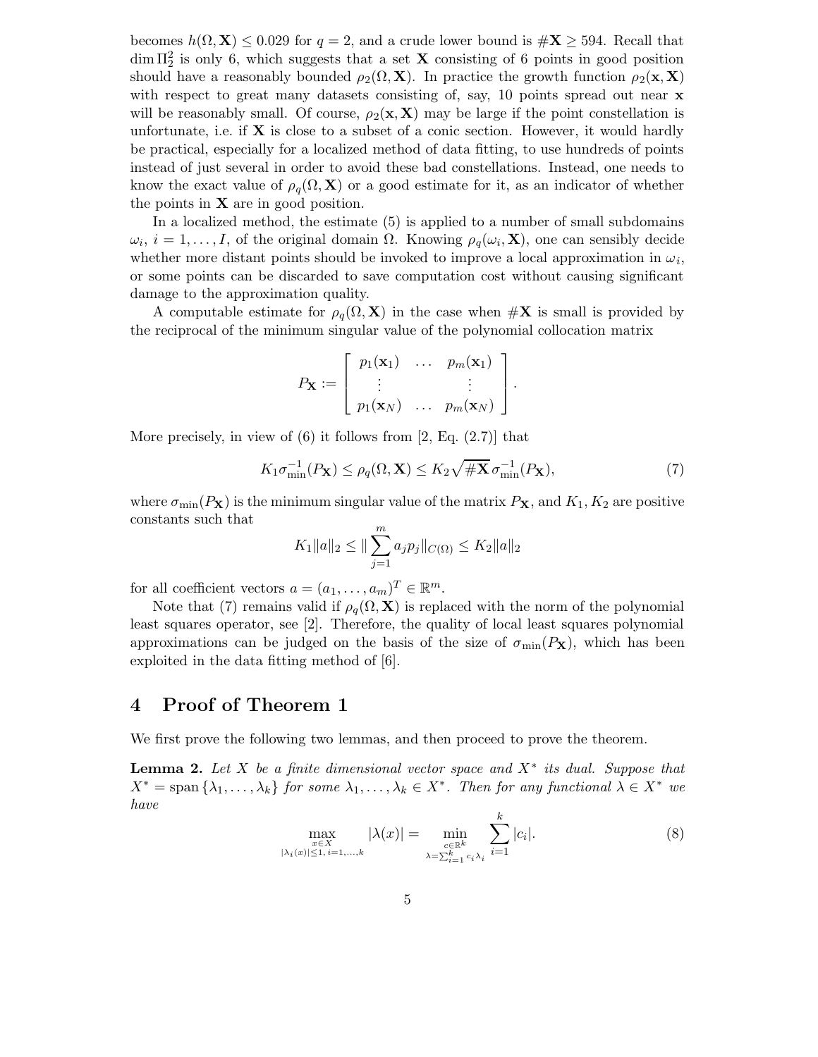becomes $h(\Omega, \mathbf{X}) \leq 0.029$ for $q = 2$, and a crude lower bound is $\#\mathbf{X} \geq 594$. Recall that $\dim \Pi_2^2$ is only 6, which suggests that a set $\mathbf{X}$ consisting of 6 points in good position should have a reasonably bounded $\rho_2(\Omega, \mathbf{X})$. In practice the growth function $\rho_2(\mathbf{x}, \mathbf{X})$ with respect to great many datasets consisting of, say, 10 points spread out near $\mathbf{x}$ will be reasonably small. Of course, $\rho_2(\mathbf{x}, \mathbf{X})$ may be large if the point constellation is unfortunate, i.e. if $\mathbf{X}$ is close to a subset of a conic section. However, it would hardly be practical, especially for a localized method of data fitting, to use hundreds of points instead of just several in order to avoid these bad constellations. Instead, one needs to know the exact value of $\rho_q(\Omega, \mathbf{X})$ or a good estimate for it, as an indicator of whether the points in $\mathbf{X}$ are in good position.

In a localized method, the estimate (5) is applied to a number of small subdomains $\omega_i$, $i = 1, \ldots, I$, of the original domain $\Omega$. Knowing $\rho_q(\omega_i, \mathbf{X})$, one can sensibly decide whether more distant points should be invoked to improve a local approximation in $\omega_i$, or some points can be discarded to save computation cost without causing significant damage to the approximation quality.

A computable estimate for $\rho_q(\Omega, \mathbf{X})$ in the case when $\#\mathbf{X}$ is small is provided by the reciprocal of the minimum singular value of the polynomial collocation matrix

$$P_{\mathbf{X}} := \begin{bmatrix} p_1(\mathbf{x}_1) & \ldots & p_m(\mathbf{x}_1) \\ \vdots & & \vdots \\ p_1(\mathbf{x}_N) & \ldots & p_m(\mathbf{x}_N) \end{bmatrix}.$$

More precisely, in view of (6) it follows from [2, Eq. (2.7)] that

$$K_1 \sigma_{\min}^{-1}(P_{\mathbf{X}}) \leq \rho_q(\Omega, \mathbf{X}) \leq K_2 \sqrt{\#\mathbf{X}}\, \sigma_{\min}^{-1}(P_{\mathbf{X}}), \tag{7}$$

where $\sigma_{\min}(P_{\mathbf{X}})$ is the minimum singular value of the matrix $P_{\mathbf{X}}$, and $K_1, K_2$ are positive constants such that

$$K_1 \|a\|_2 \leq \|\sum_{j=1}^{m} a_j p_j\|_{C(\Omega)} \leq K_2 \|a\|_2$$

for all coefficient vectors $a = (a_1, \ldots, a_m)^T \in \mathbb{R}^m$.

Note that (7) remains valid if $\rho_q(\Omega, \mathbf{X})$ is replaced with the norm of the polynomial least squares operator, see [2]. Therefore, the quality of local least squares polynomial approximations can be judged on the basis of the size of $\sigma_{\min}(P_{\mathbf{X}})$, which has been exploited in the data fitting method of [6].

# 4 Proof of Theorem 1

We first prove the following two lemmas, and then proceed to prove the theorem.

**Lemma 2.** *Let $X$ be a finite dimensional vector space and $X^*$ its dual. Suppose that $X^* = \operatorname{span}\{\lambda_1, \ldots, \lambda_k\}$ for some $\lambda_1, \ldots, \lambda_k \in X^*$. Then for any functional $\lambda \in X^*$ we have*

$$\max_{\substack{x \in X \\ |\lambda_i(x)| \leq 1,\, i=1,\ldots,k}} |\lambda(x)| = \min_{\substack{c \in \mathbb{R}^k \\ \lambda = \sum_{i=1}^{k} c_i \lambda_i}} \sum_{i=1}^{k} |c_i|. \tag{8}$$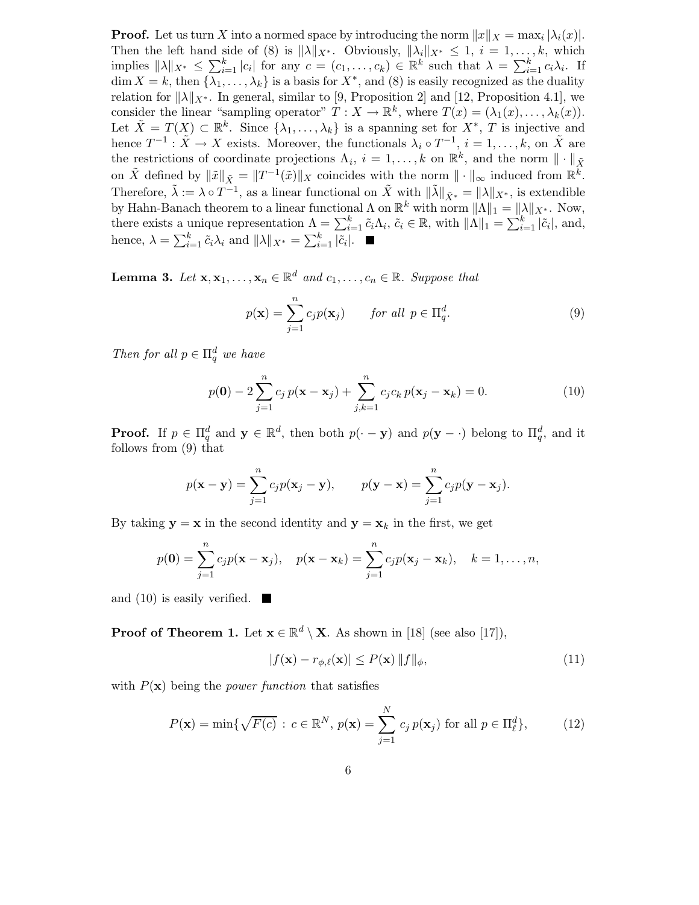**Proof.** Let us turn $X$ into a normed space by introducing the norm $\|x\|_X = \max_i |\lambda_i(x)|$. Then the left hand side of (8) is $\|\lambda\|_{X^*}$. Obviously, $\|\lambda_i\|_{X^*} \le 1$, $i = 1, \dots, k$, which implies $\|\lambda\|_{X^*} \le \sum_{i=1}^k |c_i|$ for any $c = (c_1, \dots, c_k) \in \mathbb{R}^k$ such that $\lambda = \sum_{i=1}^k c_i \lambda_i$. If $\dim X = k$, then $\{\lambda_1, \dots, \lambda_k\}$ is a basis for $X^*$, and (8) is easily recognized as the duality relation for $\|\lambda\|_{X^*}$. In general, similar to [9, Proposition 2] and [12, Proposition 4.1], we consider the linear "sampling operator" $T : X \to \mathbb{R}^k$, where $T(x) = (\lambda_1(x), \dots, \lambda_k(x))$. Let $\tilde{X} = T(X) \subset \mathbb{R}^k$. Since $\{\lambda_1, \dots, \lambda_k\}$ is a spanning set for $X^*$, $T$ is injective and hence $T^{-1} : \tilde{X} \to X$ exists. Moreover, the functionals $\lambda_i \circ T^{-1}$, $i = 1, \dots, k$, on $\tilde{X}$ are the restrictions of coordinate projections $\Lambda_i$, $i = 1, \dots, k$ on $\mathbb{R}^k$, and the norm $\|\cdot\|_{\tilde{X}}$ on $\tilde{X}$ defined by $\|\tilde{x}\|_{\tilde{X}} = \|T^{-1}(\tilde{x})\|_X$ coincides with the norm $\|\cdot\|_\infty$ induced from $\mathbb{R}^k$. Therefore, $\tilde{\lambda} := \lambda \circ T^{-1}$, as a linear functional on $\tilde{X}$ with $\|\tilde{\lambda}\|_{\tilde{X}^*} = \|\lambda\|_{X^*}$, is extendible by Hahn-Banach theorem to a linear functional $\Lambda$ on $\mathbb{R}^k$ with norm $\|\Lambda\|_1 = \|\lambda\|_{X^*}$. Now, there exists a unique representation $\Lambda = \sum_{i=1}^k \tilde{c}_i \Lambda_i$, $\tilde{c}_i \in \mathbb{R}$, with $\|\Lambda\|_1 = \sum_{i=1}^k |\tilde{c}_i|$, and, hence, $\lambda = \sum_{i=1}^k \tilde{c}_i \lambda_i$ and $\|\lambda\|_{X^*} = \sum_{i=1}^k |\tilde{c}_i|$. ∎

**Lemma 3.** *Let $\mathbf{x}, \mathbf{x}_1, \dots, \mathbf{x}_n \in \mathbb{R}^d$ and $c_1, \dots, c_n \in \mathbb{R}$. Suppose that*

$$p(\mathbf{x}) = \sum_{j=1}^n c_j p(\mathbf{x}_j) \qquad \text{for all } p \in \Pi_q^d. \tag{9}$$

*Then for all $p \in \Pi_q^d$ we have*

$$p(\mathbf{0}) - 2\sum_{j=1}^n c_j \, p(\mathbf{x} - \mathbf{x}_j) + \sum_{j,k=1}^n c_j c_k \, p(\mathbf{x}_j - \mathbf{x}_k) = 0. \tag{10}$$

**Proof.** If $p \in \Pi_q^d$ and $\mathbf{y} \in \mathbb{R}^d$, then both $p(\cdot - \mathbf{y})$ and $p(\mathbf{y} - \cdot)$ belong to $\Pi_q^d$, and it follows from (9) that

$$p(\mathbf{x} - \mathbf{y}) = \sum_{j=1}^n c_j p(\mathbf{x}_j - \mathbf{y}), \qquad p(\mathbf{y} - \mathbf{x}) = \sum_{j=1}^n c_j p(\mathbf{y} - \mathbf{x}_j).$$

By taking $\mathbf{y} = \mathbf{x}$ in the second identity and $\mathbf{y} = \mathbf{x}_k$ in the first, we get

$$p(\mathbf{0}) = \sum_{j=1}^n c_j p(\mathbf{x} - \mathbf{x}_j), \quad p(\mathbf{x} - \mathbf{x}_k) = \sum_{j=1}^n c_j p(\mathbf{x}_j - \mathbf{x}_k), \quad k = 1, \dots, n,$$

and (10) is easily verified. ∎

**Proof of Theorem 1.** Let $\mathbf{x} \in \mathbb{R}^d \setminus \mathbf{X}$. As shown in [18] (see also [17]),

$$|f(\mathbf{x}) - r_{\phi,\ell}(\mathbf{x})| \le P(\mathbf{x}) \, \|f\|_\phi, \tag{11}$$

with $P(\mathbf{x})$ being the *power function* that satisfies

$$P(\mathbf{x}) = \min\{\sqrt{F(c)} \, : \, c \in \mathbb{R}^N, \, p(\mathbf{x}) = \sum_{j=1}^N c_j \, p(\mathbf{x}_j) \text{ for all } p \in \Pi_\ell^d\}, \tag{12}$$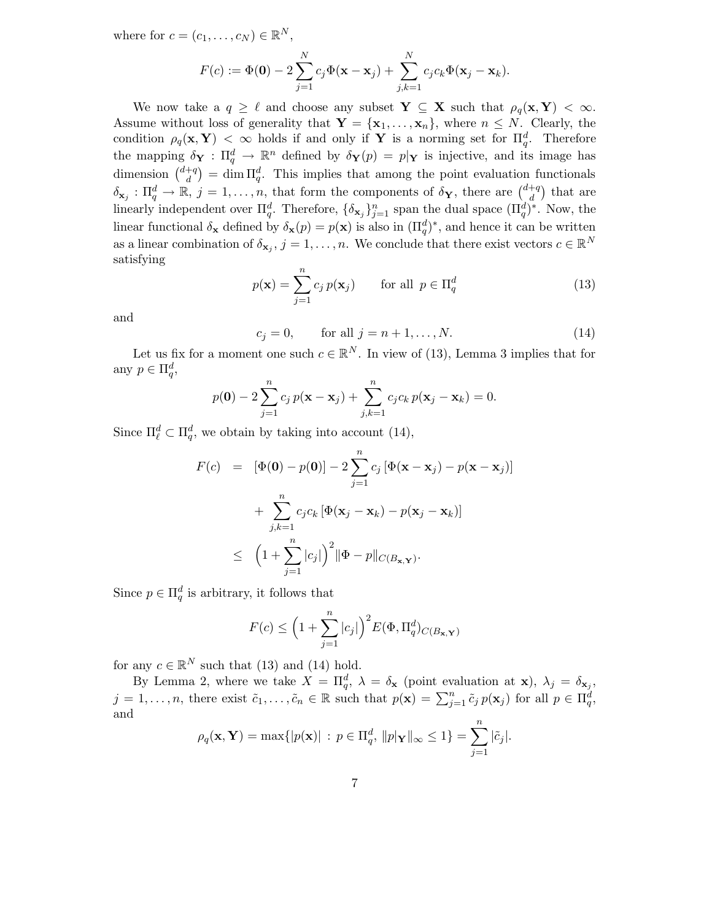where for $c = (c_1, \ldots, c_N) \in \mathbb{R}^N$,

$$F(c) := \Phi(\mathbf{0}) - 2\sum_{j=1}^{N} c_j \Phi(\mathbf{x} - \mathbf{x}_j) + \sum_{j,k=1}^{N} c_j c_k \Phi(\mathbf{x}_j - \mathbf{x}_k).$$

We now take a $q \geq \ell$ and choose any subset $\mathbf{Y} \subseteq \mathbf{X}$ such that $\rho_q(\mathbf{x}, \mathbf{Y}) < \infty$. Assume without loss of generality that $\mathbf{Y} = \{\mathbf{x}_1, \ldots, \mathbf{x}_n\}$, where $n \leq N$. Clearly, the condition $\rho_q(\mathbf{x}, \mathbf{Y}) < \infty$ holds if and only if $\mathbf{Y}$ is a norming set for $\Pi_q^d$. Therefore the mapping $\delta_{\mathbf{Y}} : \Pi_q^d \to \mathbb{R}^n$ defined by $\delta_{\mathbf{Y}}(p) = p|_{\mathbf{Y}}$ is injective, and its image has dimension $\binom{d+q}{d} = \dim \Pi_q^d$. This implies that among the point evaluation functionals $\delta_{\mathbf{x}_j} : \Pi_q^d \to \mathbb{R}$, $j = 1, \ldots, n$, that form the components of $\delta_{\mathbf{Y}}$, there are $\binom{d+q}{d}$ that are linearly independent over $\Pi_q^d$. Therefore, $\{\delta_{\mathbf{x}_j}\}_{j=1}^n$ span the dual space $(\Pi_q^d)^*$. Now, the linear functional $\delta_{\mathbf{x}}$ defined by $\delta_{\mathbf{x}}(p) = p(\mathbf{x})$ is also in $(\Pi_q^d)^*$, and hence it can be written as a linear combination of $\delta_{\mathbf{x}_j}$, $j = 1, \ldots, n$. We conclude that there exist vectors $c \in \mathbb{R}^N$ satisfying

$$p(\mathbf{x}) = \sum_{j=1}^{n} c_j \, p(\mathbf{x}_j) \qquad \text{for all } p \in \Pi_q^d \tag{13}$$

and

$$c_j = 0, \qquad \text{for all } j = n+1, \ldots, N. \tag{14}$$

Let us fix for a moment one such $c \in \mathbb{R}^N$. In view of (13), Lemma 3 implies that for any $p \in \Pi_q^d$,

$$p(\mathbf{0}) - 2\sum_{j=1}^{n} c_j \, p(\mathbf{x} - \mathbf{x}_j) + \sum_{j,k=1}^{n} c_j c_k \, p(\mathbf{x}_j - \mathbf{x}_k) = 0.$$

Since $\Pi_\ell^d \subset \Pi_q^d$, we obtain by taking into account (14),

$$\begin{aligned} F(c) &= [\Phi(\mathbf{0}) - p(\mathbf{0})] - 2\sum_{j=1}^{n} c_j \, [\Phi(\mathbf{x} - \mathbf{x}_j) - p(\mathbf{x} - \mathbf{x}_j)] \\ &\quad + \sum_{j,k=1}^{n} c_j c_k \, [\Phi(\mathbf{x}_j - \mathbf{x}_k) - p(\mathbf{x}_j - \mathbf{x}_k)] \\ &\leq \Big(1 + \sum_{j=1}^{n} |c_j|\Big)^2 \|\Phi - p\|_{C(B_{\mathbf{x},\mathbf{Y}})}. \end{aligned}$$

Since $p \in \Pi_q^d$ is arbitrary, it follows that

$$F(c) \leq \Big(1 + \sum_{j=1}^{n} |c_j|\Big)^2 E(\Phi, \Pi_q^d)_{C(B_{\mathbf{x},\mathbf{Y}})}$$

for any $c \in \mathbb{R}^N$ such that (13) and (14) hold.

By Lemma 2, where we take $X = \Pi_q^d$, $\lambda = \delta_{\mathbf{x}}$ (point evaluation at $\mathbf{x}$), $\lambda_j = \delta_{\mathbf{x}_j}$, $j = 1, \ldots, n$, there exist $\tilde{c}_1, \ldots, \tilde{c}_n \in \mathbb{R}$ such that $p(\mathbf{x}) = \sum_{j=1}^{n} \tilde{c}_j \, p(\mathbf{x}_j)$ for all $p \in \Pi_q^d$, and

$$\rho_q(\mathbf{x}, \mathbf{Y}) = \max\{|p(\mathbf{x})| \, : \, p \in \Pi_q^d, \, \|p|_{\mathbf{Y}}\|_\infty \leq 1\} = \sum_{j=1}^{n} |\tilde{c}_j|.$$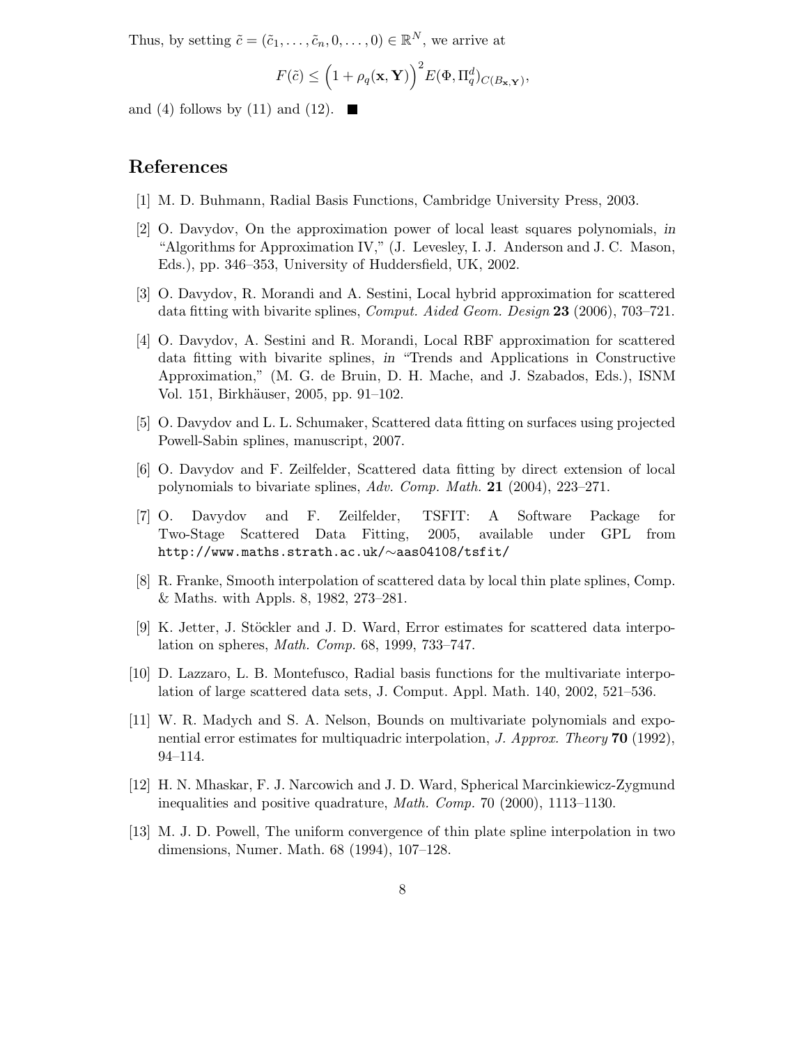Thus, by setting $\tilde{c} = (\tilde{c}_1, \ldots, \tilde{c}_n, 0, \ldots, 0) \in \mathbb{R}^N$, we arrive at

$$F(\tilde{c}) \leq \Big(1 + \rho_q(\mathbf{x}, \mathbf{Y})\Big)^2 E(\Phi, \Pi_q^d)_{C(B_{\mathbf{x},\mathbf{Y}})},$$

and (4) follows by (11) and (12). ■

# References

[1] M. D. Buhmann, Radial Basis Functions, Cambridge University Press, 2003.

[2] O. Davydov, On the approximation power of local least squares polynomials, *in* "Algorithms for Approximation IV," (J. Levesley, I. J. Anderson and J. C. Mason, Eds.), pp. 346–353, University of Huddersfield, UK, 2002.

[3] O. Davydov, R. Morandi and A. Sestini, Local hybrid approximation for scattered data fitting with bivarite splines, *Comput. Aided Geom. Design* **23** (2006), 703–721.

[4] O. Davydov, A. Sestini and R. Morandi, Local RBF approximation for scattered data fitting with bivarite splines, *in* "Trends and Applications in Constructive Approximation," (M. G. de Bruin, D. H. Mache, and J. Szabados, Eds.), ISNM Vol. 151, Birkhäuser, 2005, pp. 91–102.

[5] O. Davydov and L. L. Schumaker, Scattered data fitting on surfaces using projected Powell-Sabin splines, manuscript, 2007.

[6] O. Davydov and F. Zeilfelder, Scattered data fitting by direct extension of local polynomials to bivariate splines, *Adv. Comp. Math.* **21** (2004), 223–271.

[7] O. Davydov and F. Zeilfelder, TSFIT: A Software Package for Two-Stage Scattered Data Fitting, 2005, available under GPL from `http://www.maths.strath.ac.uk/~aas04108/tsfit/`

[8] R. Franke, Smooth interpolation of scattered data by local thin plate splines, Comp. & Maths. with Appls. 8, 1982, 273–281.

[9] K. Jetter, J. Stöckler and J. D. Ward, Error estimates for scattered data interpolation on spheres, *Math. Comp.* 68, 1999, 733–747.

[10] D. Lazzaro, L. B. Montefusco, Radial basis functions for the multivariate interpolation of large scattered data sets, J. Comput. Appl. Math. 140, 2002, 521–536.

[11] W. R. Madych and S. A. Nelson, Bounds on multivariate polynomials and exponential error estimates for multiquadric interpolation, *J. Approx. Theory* **70** (1992), 94–114.

[12] H. N. Mhaskar, F. J. Narcowich and J. D. Ward, Spherical Marcinkiewicz-Zygmund inequalities and positive quadrature, *Math. Comp.* 70 (2000), 1113–1130.

[13] M. J. D. Powell, The uniform convergence of thin plate spline interpolation in two dimensions, Numer. Math. 68 (1994), 107–128.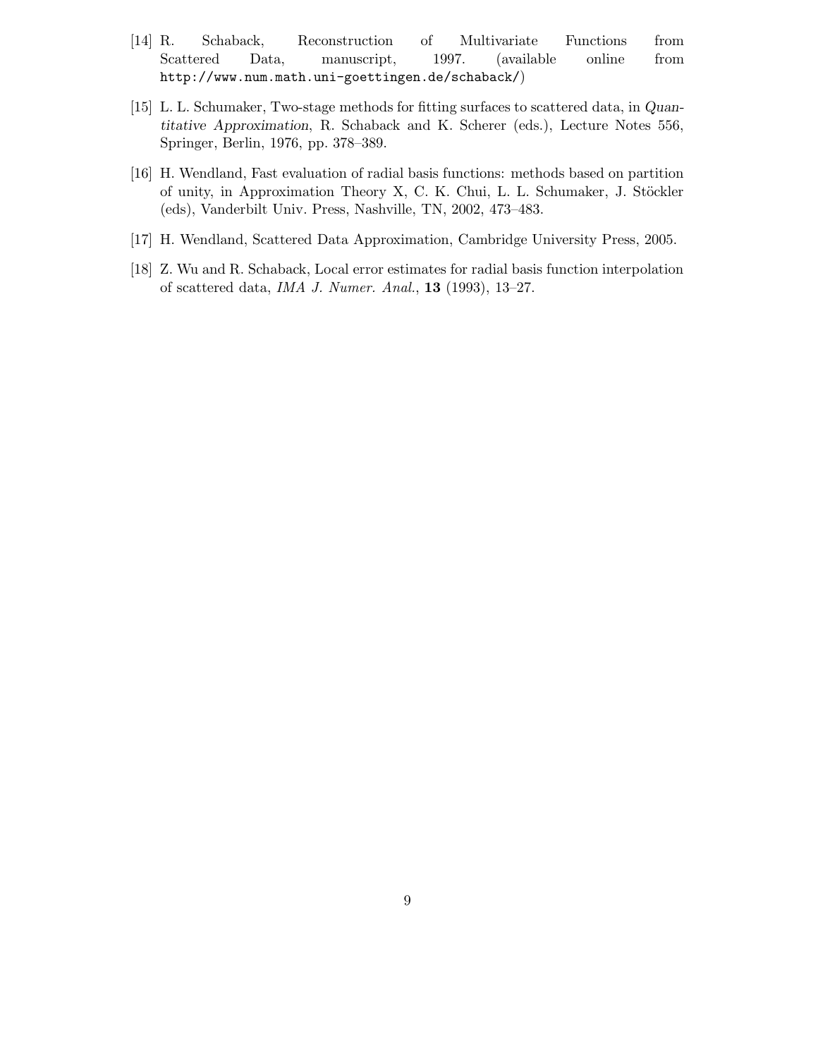[14] R. Schaback, Reconstruction of Multivariate Functions from Scattered Data, manuscript, 1997. (available online from `http://www.num.math.uni-goettingen.de/schaback/`)

[15] L. L. Schumaker, Two-stage methods for fitting surfaces to scattered data, in *Quantitative Approximation*, R. Schaback and K. Scherer (eds.), Lecture Notes 556, Springer, Berlin, 1976, pp. 378–389.

[16] H. Wendland, Fast evaluation of radial basis functions: methods based on partition of unity, in Approximation Theory X, C. K. Chui, L. L. Schumaker, J. Stöckler (eds), Vanderbilt Univ. Press, Nashville, TN, 2002, 473–483.

[17] H. Wendland, Scattered Data Approximation, Cambridge University Press, 2005.

[18] Z. Wu and R. Schaback, Local error estimates for radial basis function interpolation of scattered data, *IMA J. Numer. Anal.*, **13** (1993), 13–27.